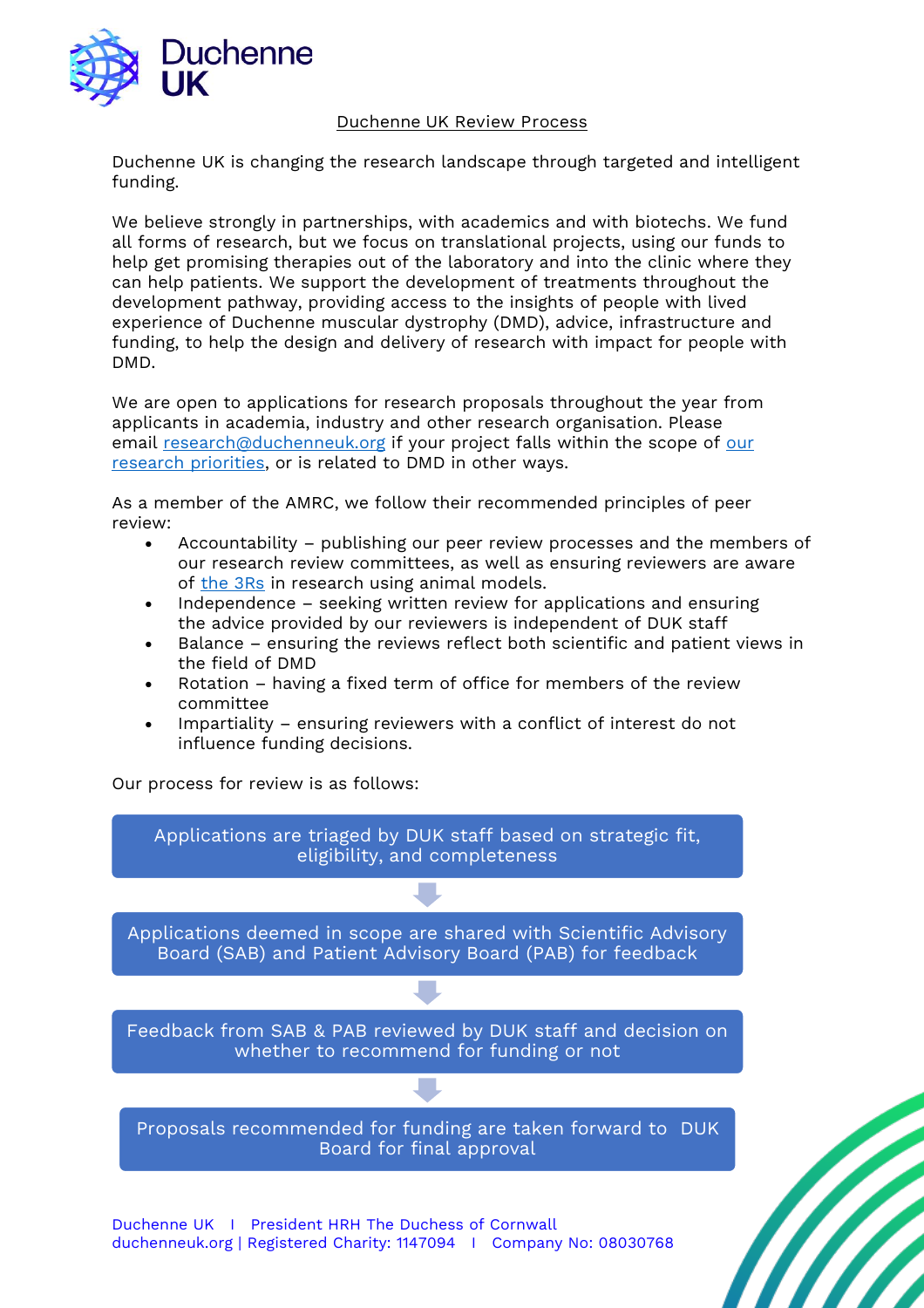# Duchenne UK Review Process

Duchenne UK is changing the research landscape through targeted and intelligent funding.

We believe strongly in partnerships, with academics and with biotechs. We fund all forms of research, but we focus on translational projects, using our funds to help get promising therapies out of the laboratory and into the clinic where they can help patients. We support the development of treatments throughout the development pathway, providing access to the insights of people with lived experience of Duchenne muscular dystrophy (DMD), advice, infrastructure and funding, to help the design and delivery of research with impact for people with DMD.

We are open to applications for research proposals throughout the year from applicants in academia, industry and other research organisation. Please email research@duchenneuk.org if your project falls within the scope of our research priorities, or is related to DMD in other ways.

As a member of the AMRC, we follow their recommended principles of peer review:

- Accountability – publishing our peer review processes and the members of our research review committees, as well as ensuring reviewers are aware of the 3Rs in research using animal models.
- Independence – seeking written review for applications and ensuring the advice provided by our reviewers is independent of DUK staff
- Balance – ensuring the reviews reflect both scientific and patient views in the field of DMD
- Rotation – having a fixed term of office for members of the review committee
- Impartiality – ensuring reviewers with a conflict of interest do not influence funding decisions.

Our process for review is as follows:

Applications are triaged by DUK staff based on strategic fit, eligibility, and completeness

↓

Applications deemed in scope are shared with Scientific Advisory Board (SAB) and Patient Advisory Board (PAB) for feedback

↓

Feedback from SAB & PAB reviewed by DUK staff and decision on whether to recommend for funding or not

↓

Proposals recommended for funding are taken forward to DUK Board for final approval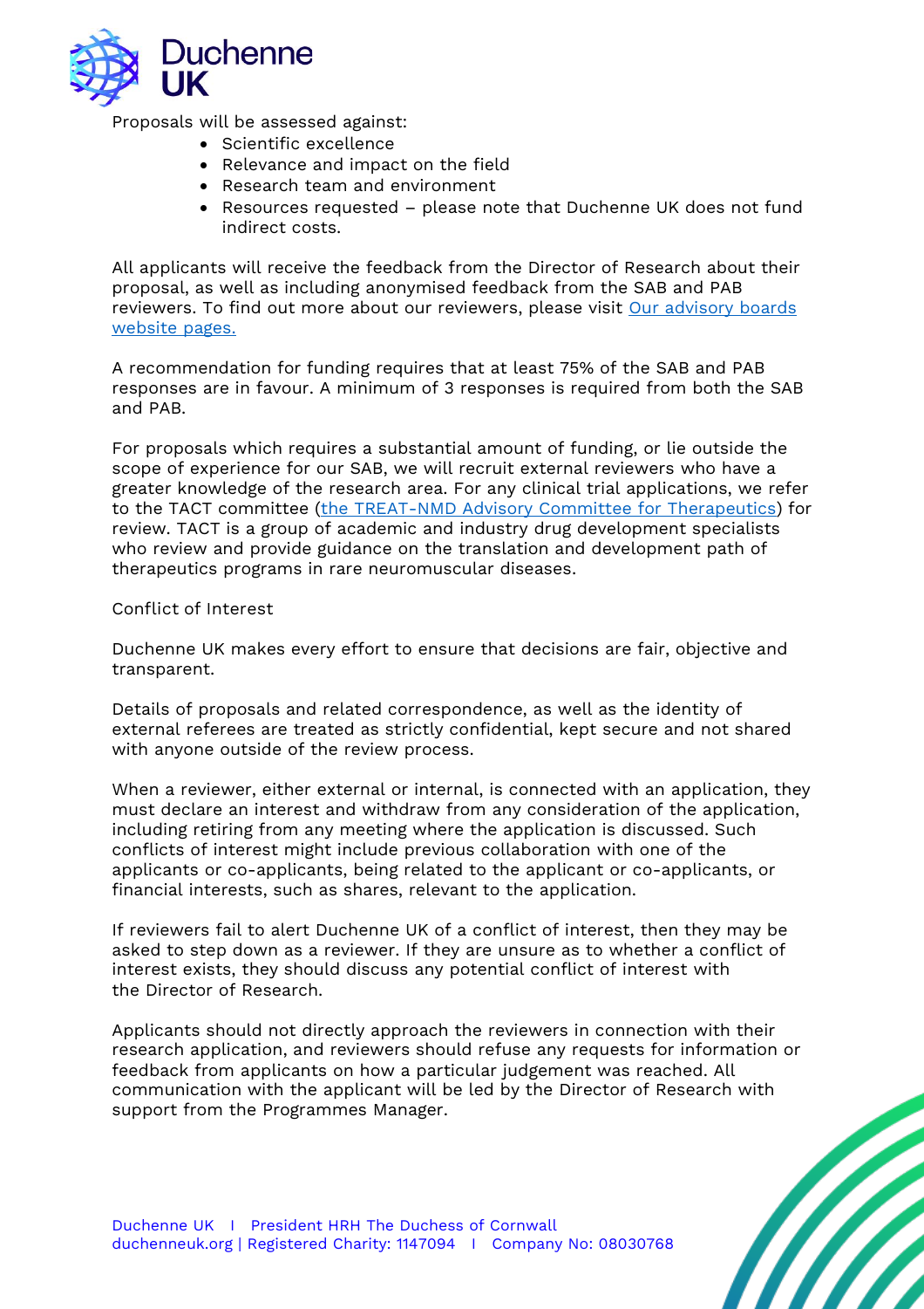Proposals will be assessed against:

- Scientific excellence
- Relevance and impact on the field
- Research team and environment
- Resources requested – please note that Duchenne UK does not fund indirect costs.

All applicants will receive the feedback from the Director of Research about their proposal, as well as including anonymised feedback from the SAB and PAB reviewers. To find out more about our reviewers, please visit [Our advisory boards website pages.]()

A recommendation for funding requires that at least 75% of the SAB and PAB responses are in favour. A minimum of 3 responses is required from both the SAB and PAB.

For proposals which requires a substantial amount of funding, or lie outside the scope of experience for our SAB, we will recruit external reviewers who have a greater knowledge of the research area. For any clinical trial applications, we refer to the TACT committee ([the TREAT-NMD Advisory Committee for Therapeutics]()) for review. TACT is a group of academic and industry drug development specialists who review and provide guidance on the translation and development path of therapeutics programs in rare neuromuscular diseases.

Conflict of Interest

Duchenne UK makes every effort to ensure that decisions are fair, objective and transparent.

Details of proposals and related correspondence, as well as the identity of external referees are treated as strictly confidential, kept secure and not shared with anyone outside of the review process.

When a reviewer, either external or internal, is connected with an application, they must declare an interest and withdraw from any consideration of the application, including retiring from any meeting where the application is discussed. Such conflicts of interest might include previous collaboration with one of the applicants or co-applicants, being related to the applicant or co-applicants, or financial interests, such as shares, relevant to the application.

If reviewers fail to alert Duchenne UK of a conflict of interest, then they may be asked to step down as a reviewer. If they are unsure as to whether a conflict of interest exists, they should discuss any potential conflict of interest with the Director of Research.

Applicants should not directly approach the reviewers in connection with their research application, and reviewers should refuse any requests for information or feedback from applicants on how a particular judgement was reached. All communication with the applicant will be led by the Director of Research with support from the Programmes Manager.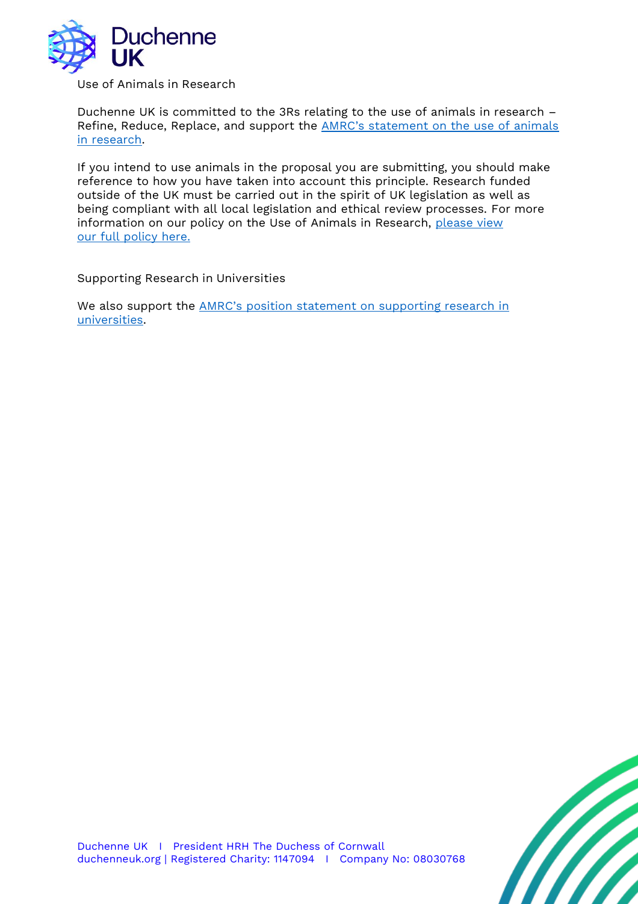## Use of Animals in Research

Duchenne UK is committed to the 3Rs relating to the use of animals in research – Refine, Reduce, Replace, and support the AMRC's statement on the use of animals in research.

If you intend to use animals in the proposal you are submitting, you should make reference to how you have taken into account this principle. Research funded outside of the UK must be carried out in the spirit of UK legislation as well as being compliant with all local legislation and ethical review processes. For more information on our policy on the Use of Animals in Research, please view our full policy here.

## Supporting Research in Universities

We also support the AMRC's position statement on supporting research in universities.